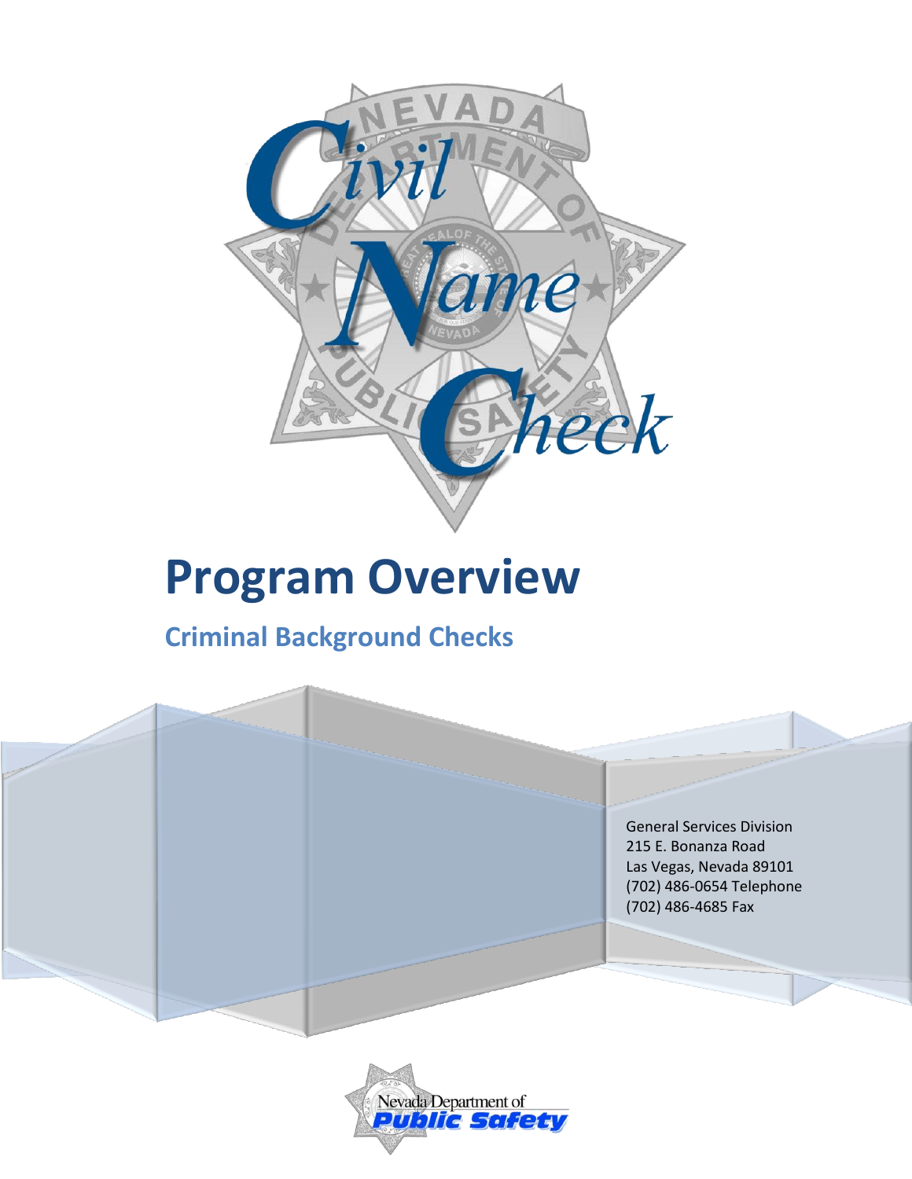# Civil Name Check

# Program Overview

## Criminal Background Checks

General Services Division
215 E. Bonanza Road
Las Vegas, Nevada 89101
(702) 486-0654 Telephone
(702) 486-4685 Fax

Nevada Department of Public Safety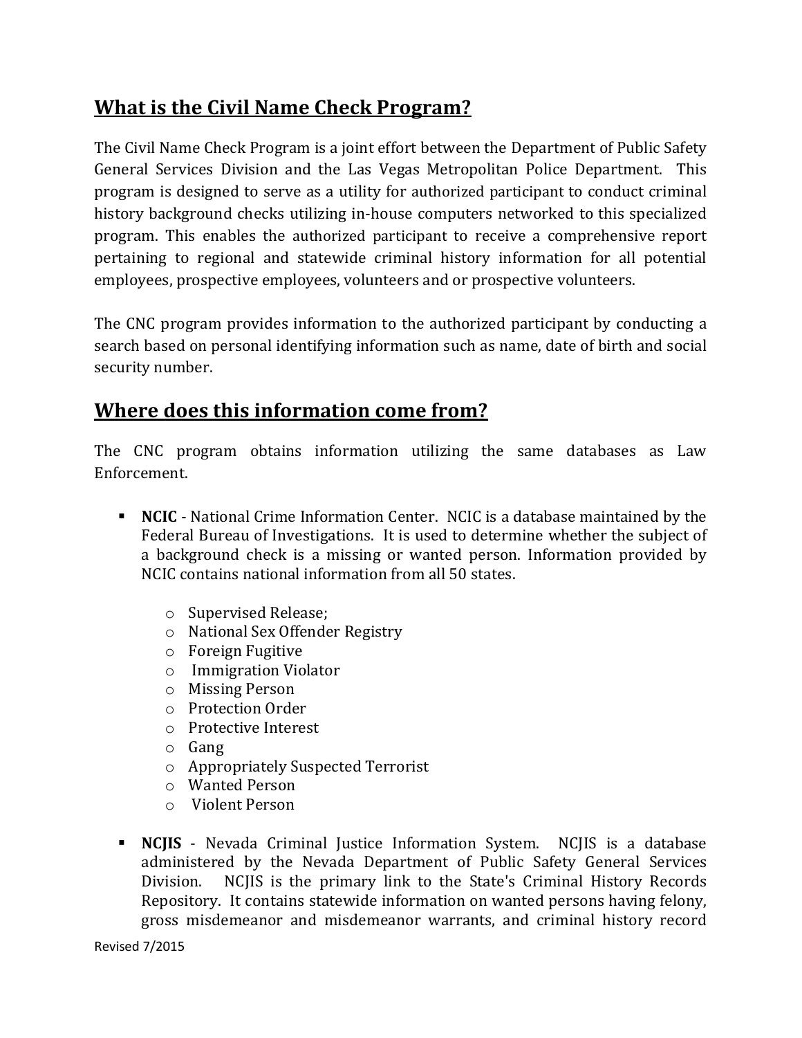## What is the Civil Name Check Program?

The Civil Name Check Program is a joint effort between the Department of Public Safety General Services Division and the Las Vegas Metropolitan Police Department. This program is designed to serve as a utility for authorized participant to conduct criminal history background checks utilizing in-house computers networked to this specialized program. This enables the authorized participant to receive a comprehensive report pertaining to regional and statewide criminal history information for all potential employees, prospective employees, volunteers and or prospective volunteers.

The CNC program provides information to the authorized participant by conducting a search based on personal identifying information such as name, date of birth and social security number.

## Where does this information come from?

The CNC program obtains information utilizing the same databases as Law Enforcement.

- **NCIC** - National Crime Information Center. NCIC is a database maintained by the Federal Bureau of Investigations. It is used to determine whether the subject of a background check is a missing or wanted person. Information provided by NCIC contains national information from all 50 states.
  - Supervised Release;
  - National Sex Offender Registry
  - Foreign Fugitive
  - Immigration Violator
  - Missing Person
  - Protection Order
  - Protective Interest
  - Gang
  - Appropriately Suspected Terrorist
  - Wanted Person
  - Violent Person
- **NCJIS** - Nevada Criminal Justice Information System. NCJIS is a database administered by the Nevada Department of Public Safety General Services Division. NCJIS is the primary link to the State's Criminal History Records Repository. It contains statewide information on wanted persons having felony, gross misdemeanor and misdemeanor warrants, and criminal history record

Revised 7/2015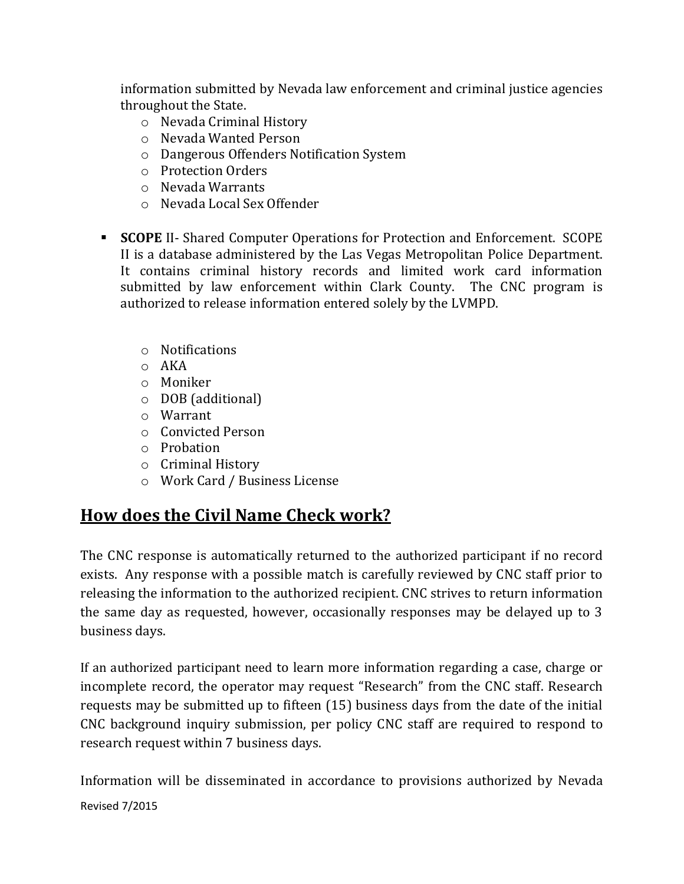information submitted by Nevada law enforcement and criminal justice agencies throughout the State.

- Nevada Criminal History
- Nevada Wanted Person
- Dangerous Offenders Notification System
- Protection Orders
- Nevada Warrants
- Nevada Local Sex Offender

- **SCOPE** II- Shared Computer Operations for Protection and Enforcement. SCOPE II is a database administered by the Las Vegas Metropolitan Police Department. It contains criminal history records and limited work card information submitted by law enforcement within Clark County. The CNC program is authorized to release information entered solely by the LVMPD.

  - Notifications
  - AKA
  - Moniker
  - DOB (additional)
  - Warrant
  - Convicted Person
  - Probation
  - Criminal History
  - Work Card / Business License

## How does the Civil Name Check work?

The CNC response is automatically returned to the authorized participant if no record exists. Any response with a possible match is carefully reviewed by CNC staff prior to releasing the information to the authorized recipient. CNC strives to return information the same day as requested, however, occasionally responses may be delayed up to 3 business days.

If an authorized participant need to learn more information regarding a case, charge or incomplete record, the operator may request "Research" from the CNC staff. Research requests may be submitted up to fifteen (15) business days from the date of the initial CNC background inquiry submission, per policy CNC staff are required to respond to research request within 7 business days.

Information will be disseminated in accordance to provisions authorized by Nevada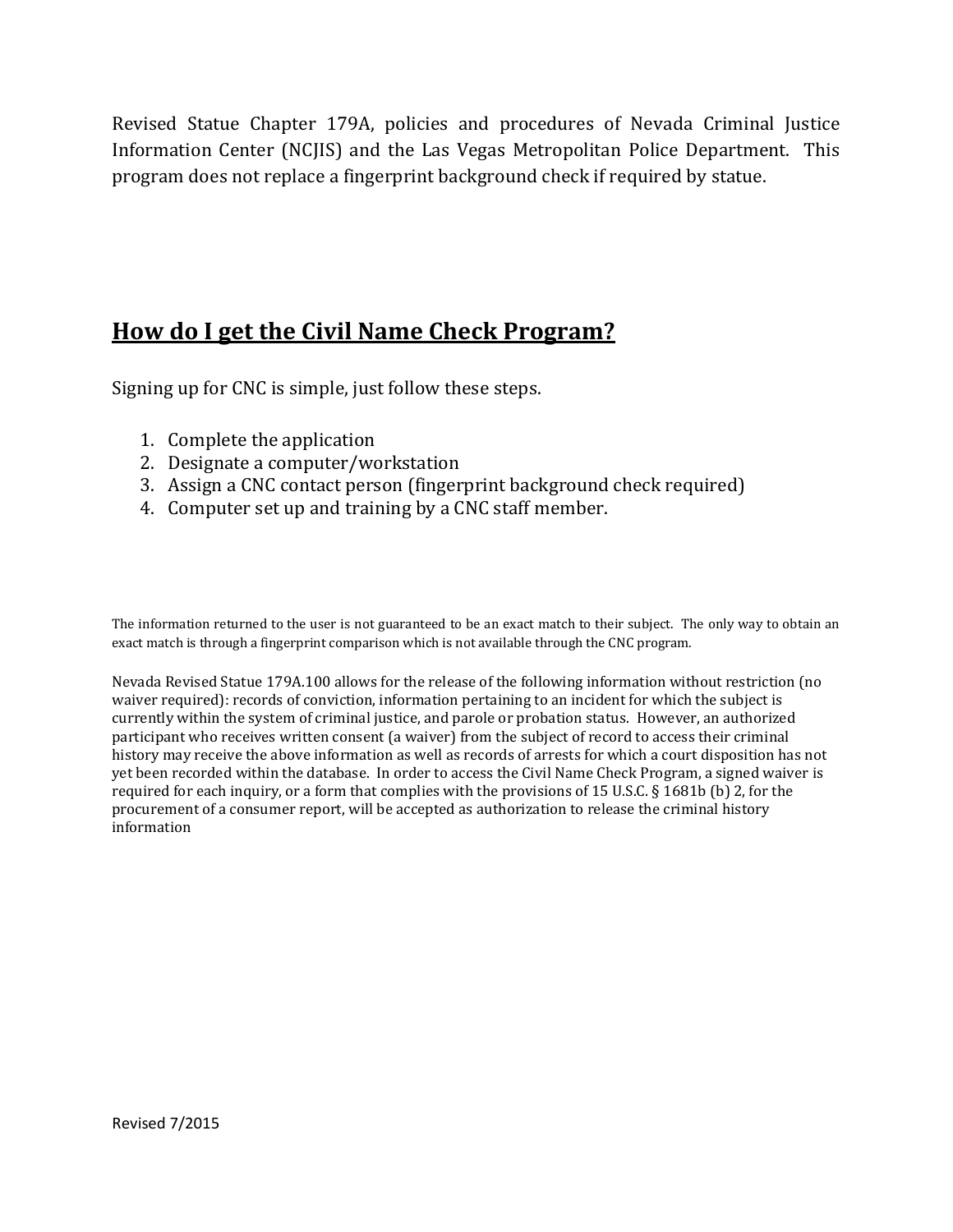Revised Statue Chapter 179A, policies and procedures of Nevada Criminal Justice Information Center (NCJIS) and the Las Vegas Metropolitan Police Department. This program does not replace a fingerprint background check if required by statue.

## How do I get the Civil Name Check Program?

Signing up for CNC is simple, just follow these steps.

1. Complete the application
2. Designate a computer/workstation
3. Assign a CNC contact person (fingerprint background check required)
4. Computer set up and training by a CNC staff member.

The information returned to the user is not guaranteed to be an exact match to their subject. The only way to obtain an exact match is through a fingerprint comparison which is not available through the CNC program.

Nevada Revised Statue 179A.100 allows for the release of the following information without restriction (no waiver required): records of conviction, information pertaining to an incident for which the subject is currently within the system of criminal justice, and parole or probation status. However, an authorized participant who receives written consent (a waiver) from the subject of record to access their criminal history may receive the above information as well as records of arrests for which a court disposition has not yet been recorded within the database. In order to access the Civil Name Check Program, a signed waiver is required for each inquiry, or a form that complies with the provisions of 15 U.S.C. § 1681b (b) 2, for the procurement of a consumer report, will be accepted as authorization to release the criminal history information

Revised 7/2015